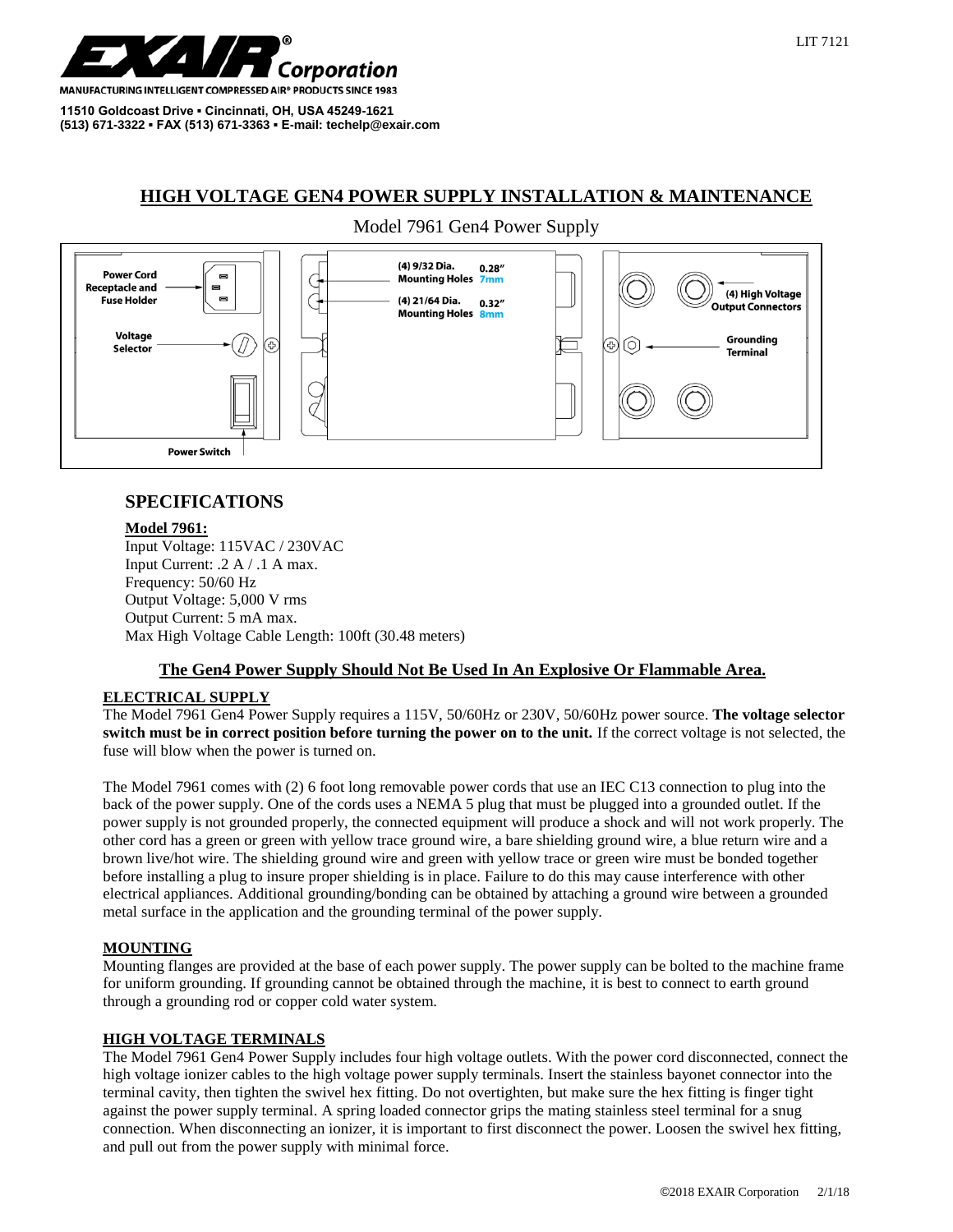EXAIR® Corporation

MANUFACTURING INTELLIGENT COMPRESSED AIR® PRODUCTS SINCE 1983

**11510 Goldcoast Drive ▪ Cincinnati, OH, USA 45249-1621**
**(513) 671-3322 ▪ FAX (513) 671-3363 ▪ E-mail: techelp@exair.com**

LIT 7121

# HIGH VOLTAGE GEN4 POWER SUPPLY INSTALLATION & MAINTENANCE

Model 7961 Gen4 Power Supply

Power Cord Receptacle and Fuse Holder

Voltage Selector

Power Switch

(4) 9/32 Dia. Mounting Holes 0.28" 7mm

(4) 21/64 Dia. Mounting Holes 0.32" 8mm

(4) High Voltage Output Connectors

Grounding Terminal

## SPECIFICATIONS

**Model 7961:**

Input Voltage: 115VAC / 230VAC
Input Current: .2 A / .1 A max.
Frequency: 50/60 Hz
Output Voltage: 5,000 V rms
Output Current: 5 mA max.
Max High Voltage Cable Length: 100ft (30.48 meters)

**The Gen4 Power Supply Should Not Be Used In An Explosive Or Flammable Area.**

### ELECTRICAL SUPPLY

The Model 7961 Gen4 Power Supply requires a 115V, 50/60Hz or 230V, 50/60Hz power source. **The voltage selector switch must be in correct position before turning the power on to the unit.** If the correct voltage is not selected, the fuse will blow when the power is turned on.

The Model 7961 comes with (2) 6 foot long removable power cords that use an IEC C13 connection to plug into the back of the power supply. One of the cords uses a NEMA 5 plug that must be plugged into a grounded outlet. If the power supply is not grounded properly, the connected equipment will produce a shock and will not work properly. The other cord has a green or green with yellow trace ground wire, a bare shielding ground wire, a blue return wire and a brown live/hot wire. The shielding ground wire and green with yellow trace or green wire must be bonded together before installing a plug to insure proper shielding is in place. Failure to do this may cause interference with other electrical appliances. Additional grounding/bonding can be obtained by attaching a ground wire between a grounded metal surface in the application and the grounding terminal of the power supply.

### MOUNTING

Mounting flanges are provided at the base of each power supply. The power supply can be bolted to the machine frame for uniform grounding. If grounding cannot be obtained through the machine, it is best to connect to earth ground through a grounding rod or copper cold water system.

### HIGH VOLTAGE TERMINALS

The Model 7961 Gen4 Power Supply includes four high voltage outlets. With the power cord disconnected, connect the high voltage ionizer cables to the high voltage power supply terminals. Insert the stainless bayonet connector into the terminal cavity, then tighten the swivel hex fitting. Do not overtighten, but make sure the hex fitting is finger tight against the power supply terminal. A spring loaded connector grips the mating stainless steel terminal for a snug connection. When disconnecting an ionizer, it is important to first disconnect the power. Loosen the swivel hex fitting, and pull out from the power supply with minimal force.

©2018 EXAIR Corporation 2/1/18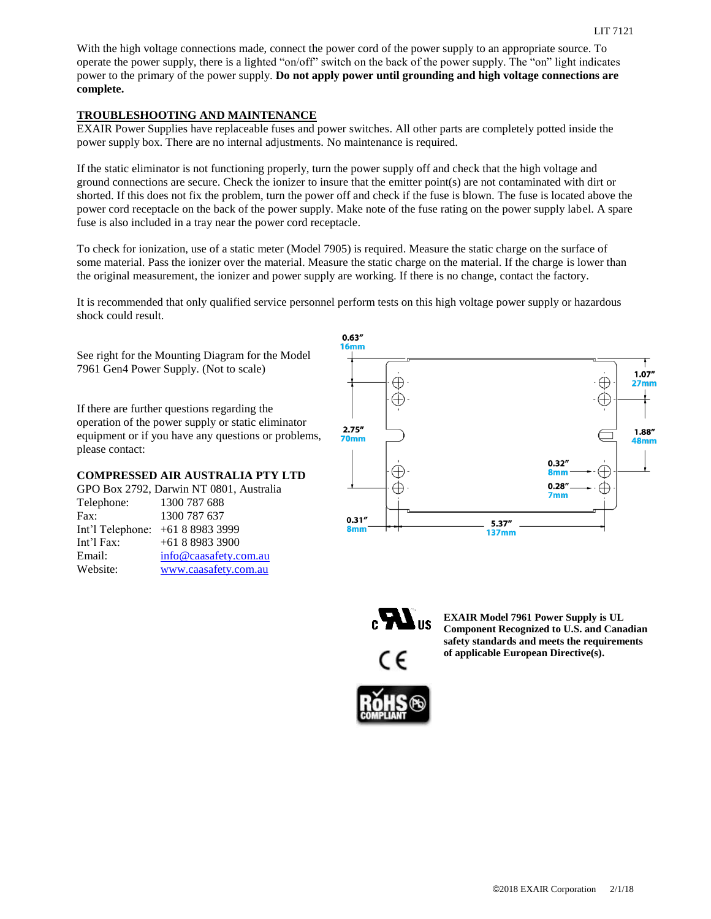With the high voltage connections made, connect the power cord of the power supply to an appropriate source. To operate the power supply, there is a lighted "on/off" switch on the back of the power supply. The "on" light indicates power to the primary of the power supply. **Do not apply power until grounding and high voltage connections are complete.**

## TROUBLESHOOTING AND MAINTENANCE

EXAIR Power Supplies have replaceable fuses and power switches. All other parts are completely potted inside the power supply box. There are no internal adjustments. No maintenance is required.

If the static eliminator is not functioning properly, turn the power supply off and check that the high voltage and ground connections are secure. Check the ionizer to insure that the emitter point(s) are not contaminated with dirt or shorted. If this does not fix the problem, turn the power off and check if the fuse is blown. The fuse is located above the power cord receptacle on the back of the power supply. Make note of the fuse rating on the power supply label. A spare fuse is also included in a tray near the power cord receptacle.

To check for ionization, use of a static meter (Model 7905) is required. Measure the static charge on the surface of some material. Pass the ionizer over the material. Measure the static charge on the material. If the charge is lower than the original measurement, the ionizer and power supply are working. If there is no change, contact the factory.

It is recommended that only qualified service personnel perform tests on this high voltage power supply or hazardous shock could result.

See right for the Mounting Diagram for the Model 7961 Gen4 Power Supply. (Not to scale)

0.63"
16mm
1.07"
27mm
2.75"
70mm
1.88"
48mm
0.32"
8mm
0.28"
7mm
0.31"
8mm
5.37"
137mm

If there are further questions regarding the operation of the power supply or static eliminator equipment or if you have any questions or problems, please contact:

**COMPRESSED AIR AUSTRALIA PTY LTD**
GPO Box 2792, Darwin NT 0801, Australia

| | |
|---|---|
| Telephone: | 1300 787 688 |
| Fax: | 1300 787 637 |
| Int'l Telephone: | +61 8 8983 3999 |
| Int'l Fax: | +61 8 8983 3900 |
| Email: | info@caasafety.com.au |
| Website: | www.caasafety.com.au |

**EXAIR Model 7961 Power Supply is UL Component Recognized to U.S. and Canadian safety standards and meets the requirements of applicable European Directive(s).**

©2018 EXAIR Corporation 2/1/18